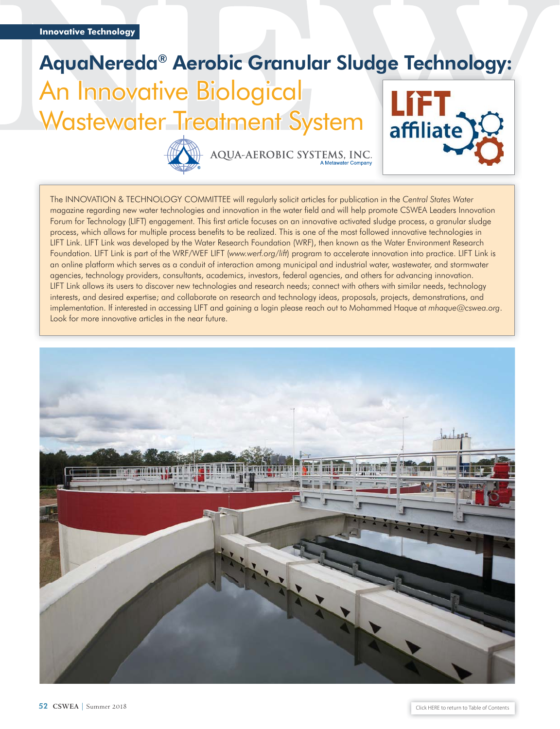Innovative Technology

# AquaNereda® Aerobic Granular Sludge Technology: An Innovative Biological Wastewater Treatment System

AQUA-AEROBIC SYSTEMS, INC.
A Metawater Company

LIFT affiliate

The INNOVATION & TECHNOLOGY COMMITTEE will regularly solicit articles for publication in the *Central States Water* magazine regarding new water technologies and innovation in the water field and will help promote CSWEA Leaders Innovation Forum for Technology (LIFT) engagement. This first article focuses on an innovative activated sludge process, a granular sludge process, which allows for multiple process benefits to be realized. This is one of the most followed innovative technologies in LIFT Link. LIFT Link was developed by the Water Research Foundation (WRF), then known as the Water Environment Research Foundation. LIFT Link is part of the WRF/WEF LIFT (*www.werf.org/lift*) program to accelerate innovation into practice. LIFT Link is an online platform which serves as a conduit of interaction among municipal and industrial water, wastewater, and stormwater agencies, technology providers, consultants, academics, investors, federal agencies, and others for advancing innovation. LIFT Link allows its users to discover new technologies and research needs; connect with others with similar needs, technology interests, and desired expertise; and collaborate on research and technology ideas, proposals, projects, demonstrations, and implementation. If interested in accessing LIFT and gaining a login please reach out to Mohammed Haque at *mhaque@cswea.org*. Look for more innovative articles in the near future.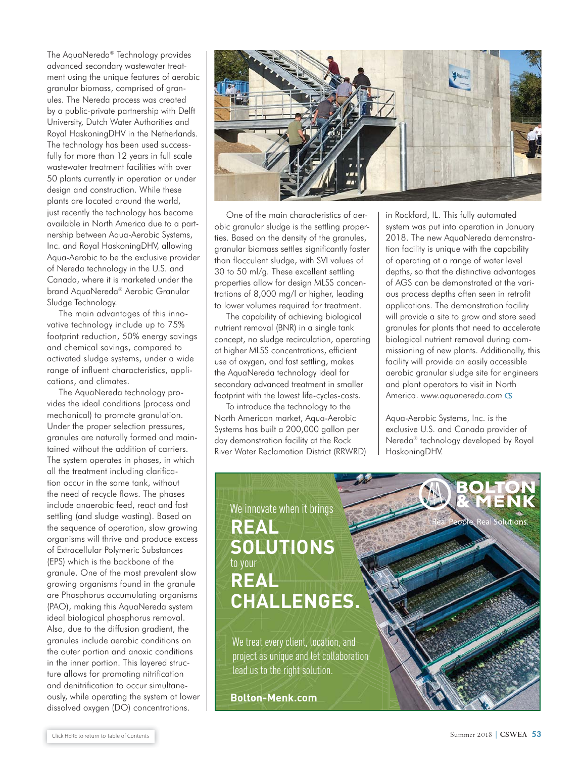The AquaNereda® Technology provides advanced secondary wastewater treatment using the unique features of aerobic granular biomass, comprised of granules. The Nereda process was created by a public-private partnership with Delft University, Dutch Water Authorities and Royal HaskoningDHV in the Netherlands. The technology has been used successfully for more than 12 years in full scale wastewater treatment facilities with over 50 plants currently in operation or under design and construction. While these plants are located around the world, just recently the technology has become available in North America due to a partnership between Aqua-Aerobic Systems, Inc. and Royal HaskoningDHV, allowing Aqua-Aerobic to be the exclusive provider of Nereda technology in the U.S. and Canada, where it is marketed under the brand AquaNereda® Aerobic Granular Sludge Technology.

The main advantages of this innovative technology include up to 75% footprint reduction, 50% energy savings and chemical savings, compared to activated sludge systems, under a wide range of influent characteristics, applications, and climates.

The AquaNereda technology provides the ideal conditions (process and mechanical) to promote granulation. Under the proper selection pressures, granules are naturally formed and maintained without the addition of carriers. The system operates in phases, in which all the treatment including clarification occur in the same tank, without the need of recycle flows. The phases include anaerobic feed, react and fast settling (and sludge wasting). Based on the sequence of operation, slow growing organisms will thrive and produce excess of Extracellular Polymeric Substances (EPS) which is the backbone of the granule. One of the most prevalent slow growing organisms found in the granule are Phosphorus accumulating organisms (PAO), making this AquaNereda system ideal biological phosphorus removal. Also, due to the diffusion gradient, the granules include aerobic conditions on the outer portion and anoxic conditions in the inner portion. This layered structure allows for promoting nitrification and denitrification to occur simultaneously, while operating the system at lower dissolved oxygen (DO) concentrations.

One of the main characteristics of aerobic granular sludge is the settling properties. Based on the density of the granules, granular biomass settles significantly faster than flocculent sludge, with SVI values of 30 to 50 ml/g. These excellent settling properties allow for design MLSS concentrations of 8,000 mg/l or higher, leading to lower volumes required for treatment.

The capability of achieving biological nutrient removal (BNR) in a single tank concept, no sludge recirculation, operating at higher MLSS concentrations, efficient use of oxygen, and fast settling, makes the AquaNereda technology ideal for secondary advanced treatment in smaller footprint with the lowest life-cycles-costs.

To introduce the technology to the North American market, Aqua-Aerobic Systems has built a 200,000 gallon per day demonstration facility at the Rock River Water Reclamation District (RRWRD) in Rockford, IL. This fully automated system was put into operation in January 2018. The new AquaNereda demonstration facility is unique with the capability of operating at a range of water level depths, so that the distinctive advantages of AGS can be demonstrated at the various process depths often seen in retrofit applications. The demonstration facility will provide a site to grow and store seed granules for plants that need to accelerate biological nutrient removal during commissioning of new plants. Additionally, this facility will provide an easily accessible aerobic granular sludge site for engineers and plant operators to visit in North America. *www.aquanereda.com*

Aqua-Aerobic Systems, Inc. is the exclusive U.S. and Canada provider of Nereda® technology developed by Royal HaskoningDHV.

We innovate when it brings **REAL SOLUTIONS** to your **REAL CHALLENGES.**

We treat every client, location, and project as unique and let collaboration lead us to the right solution.

**Bolton-Menk.com**

BOLTON & MENK
Real People. Real Solutions.